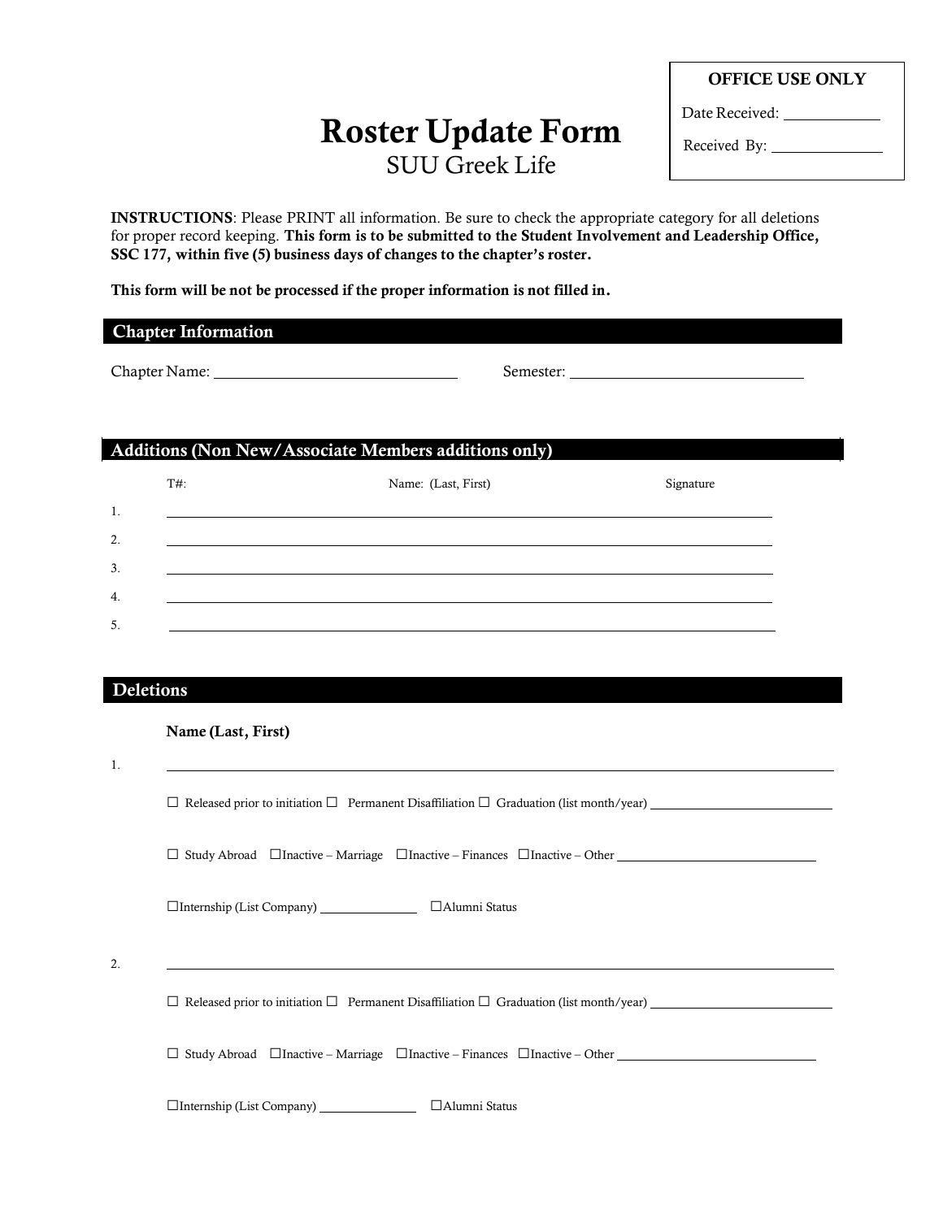**OFFICE USE ONLY**

Date Received: ____________

Received By: ____________

# Roster Update Form

SUU Greek Life

**INSTRUCTIONS**: Please PRINT all information. Be sure to check the appropriate category for all deletions for proper record keeping. **This form is to be submitted to the Student Involvement and Leadership Office, SSC 177, within five (5) business days of changes to the chapter's roster.**

**This form will be not be processed if the proper information is not filled in.**

## Chapter Information

Chapter Name: ____________________ Semester: ____________________

## Additions (Non New/Associate Members additions only)

| | T#: | Name: (Last, First) | Signature |
|---|---|---|---|
| 1. | | | |
| 2. | | | |
| 3. | | | |
| 4. | | | |
| 5. | | | |

## Deletions

**Name (Last, First)**

1. ________________________________________

☐ Released prior to initiation ☐ Permanent Disaffiliation ☐ Graduation (list month/year) ____________

☐ Study Abroad ☐Inactive – Marriage ☐Inactive – Finances ☐Inactive – Other ____________

☐Internship (List Company) ____________ ☐Alumni Status

2. ________________________________________

☐ Released prior to initiation ☐ Permanent Disaffiliation ☐ Graduation (list month/year) ____________

☐ Study Abroad ☐Inactive – Marriage ☐Inactive – Finances ☐Inactive – Other ____________

☐Internship (List Company) ____________ ☐Alumni Status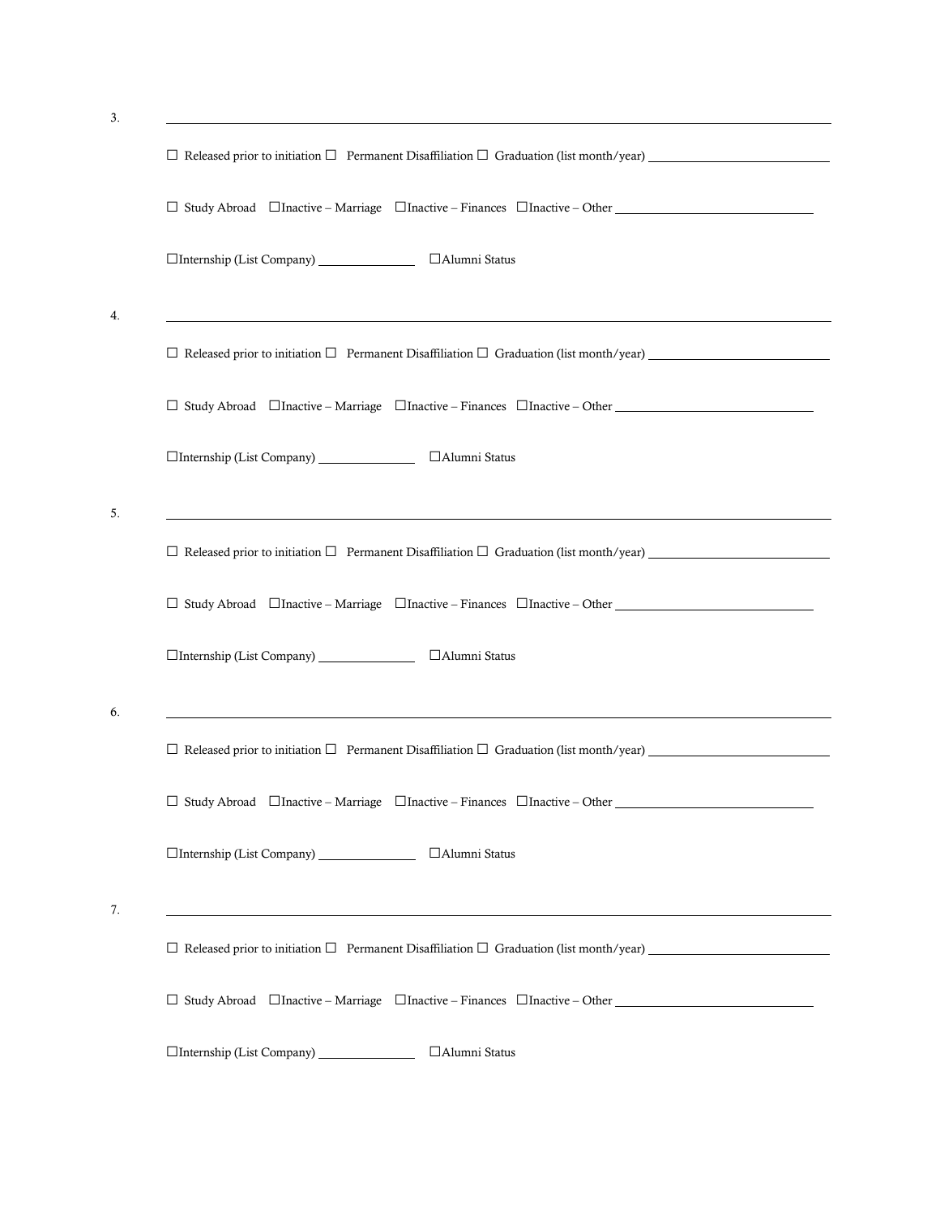3. \_\_\_\_\_\_\_\_\_\_\_\_\_\_\_\_\_\_\_\_\_\_\_\_\_\_\_\_\_\_\_\_\_\_\_\_\_\_\_\_\_\_\_\_\_\_\_\_\_\_\_\_\_\_\_\_\_\_\_\_

   ☐ Released prior to initiation ☐ Permanent Disaffiliation ☐ Graduation (list month/year) \_\_\_\_\_\_\_\_\_\_\_\_\_\_\_\_\_\_\_\_

   ☐ Study Abroad ☐Inactive – Marriage ☐Inactive – Finances ☐Inactive – Other \_\_\_\_\_\_\_\_\_\_\_\_\_\_\_\_\_\_\_\_\_\_

   ☐Internship (List Company) \_\_\_\_\_\_\_\_\_\_ ☐Alumni Status

4. \_\_\_\_\_\_\_\_\_\_\_\_\_\_\_\_\_\_\_\_\_\_\_\_\_\_\_\_\_\_\_\_\_\_\_\_\_\_\_\_\_\_\_\_\_\_\_\_\_\_\_\_\_\_\_\_\_\_\_\_

   ☐ Released prior to initiation ☐ Permanent Disaffiliation ☐ Graduation (list month/year) \_\_\_\_\_\_\_\_\_\_\_\_\_\_\_\_\_\_\_\_

   ☐ Study Abroad ☐Inactive – Marriage ☐Inactive – Finances ☐Inactive – Other \_\_\_\_\_\_\_\_\_\_\_\_\_\_\_\_\_\_\_\_\_\_

   ☐Internship (List Company) \_\_\_\_\_\_\_\_\_\_ ☐Alumni Status

5. \_\_\_\_\_\_\_\_\_\_\_\_\_\_\_\_\_\_\_\_\_\_\_\_\_\_\_\_\_\_\_\_\_\_\_\_\_\_\_\_\_\_\_\_\_\_\_\_\_\_\_\_\_\_\_\_\_\_\_\_

   ☐ Released prior to initiation ☐ Permanent Disaffiliation ☐ Graduation (list month/year) \_\_\_\_\_\_\_\_\_\_\_\_\_\_\_\_\_\_\_\_

   ☐ Study Abroad ☐Inactive – Marriage ☐Inactive – Finances ☐Inactive – Other \_\_\_\_\_\_\_\_\_\_\_\_\_\_\_\_\_\_\_\_\_\_

   ☐Internship (List Company) \_\_\_\_\_\_\_\_\_\_ ☐Alumni Status

6. \_\_\_\_\_\_\_\_\_\_\_\_\_\_\_\_\_\_\_\_\_\_\_\_\_\_\_\_\_\_\_\_\_\_\_\_\_\_\_\_\_\_\_\_\_\_\_\_\_\_\_\_\_\_\_\_\_\_\_\_

   ☐ Released prior to initiation ☐ Permanent Disaffiliation ☐ Graduation (list month/year) \_\_\_\_\_\_\_\_\_\_\_\_\_\_\_\_\_\_\_\_

   ☐ Study Abroad ☐Inactive – Marriage ☐Inactive – Finances ☐Inactive – Other \_\_\_\_\_\_\_\_\_\_\_\_\_\_\_\_\_\_\_\_\_\_

   ☐Internship (List Company) \_\_\_\_\_\_\_\_\_\_ ☐Alumni Status

7. \_\_\_\_\_\_\_\_\_\_\_\_\_\_\_\_\_\_\_\_\_\_\_\_\_\_\_\_\_\_\_\_\_\_\_\_\_\_\_\_\_\_\_\_\_\_\_\_\_\_\_\_\_\_\_\_\_\_\_\_

   ☐ Released prior to initiation ☐ Permanent Disaffiliation ☐ Graduation (list month/year) \_\_\_\_\_\_\_\_\_\_\_\_\_\_\_\_\_\_\_\_

   ☐ Study Abroad ☐Inactive – Marriage ☐Inactive – Finances ☐Inactive – Other \_\_\_\_\_\_\_\_\_\_\_\_\_\_\_\_\_\_\_\_\_\_

   ☐Internship (List Company) \_\_\_\_\_\_\_\_\_\_ ☐Alumni Status